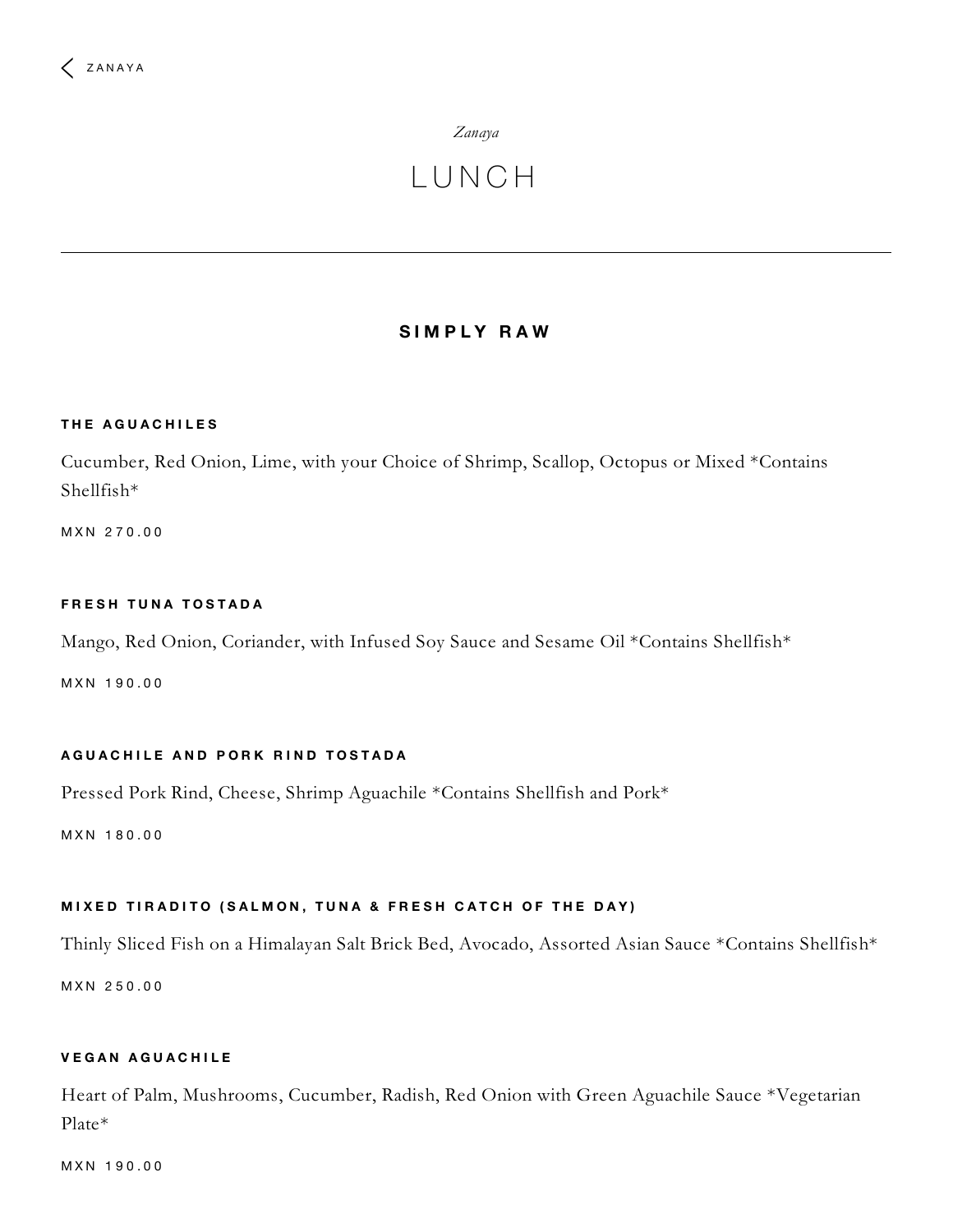ZANAYA

*Zanaya*

# LUNCH

---

## SIMPLY RAW

### THE AGUACHILES

Cucumber, Red Onion, Lime, with your Choice of Shrimp, Scallop, Octopus or Mixed *Contains Shellfish*

MXN 270.00

### FRESH TUNA TOSTADA

Mango, Red Onion, Coriander, with Infused Soy Sauce and Sesame Oil *Contains Shellfish*

MXN 190.00

### AGUACHILE AND PORK RIND TOSTADA

Pressed Pork Rind, Cheese, Shrimp Aguachile *Contains Shellfish and Pork*

MXN 180.00

### MIXED TIRADITO (SALMON, TUNA & FRESH CATCH OF THE DAY)

Thinly Sliced Fish on a Himalayan Salt Brick Bed, Avocado, Assorted Asian Sauce *Contains Shellfish*

MXN 250.00

### VEGAN AGUACHILE

Heart of Palm, Mushrooms, Cucumber, Radish, Red Onion with Green Aguachile Sauce *Vegetarian Plate*

MXN 190.00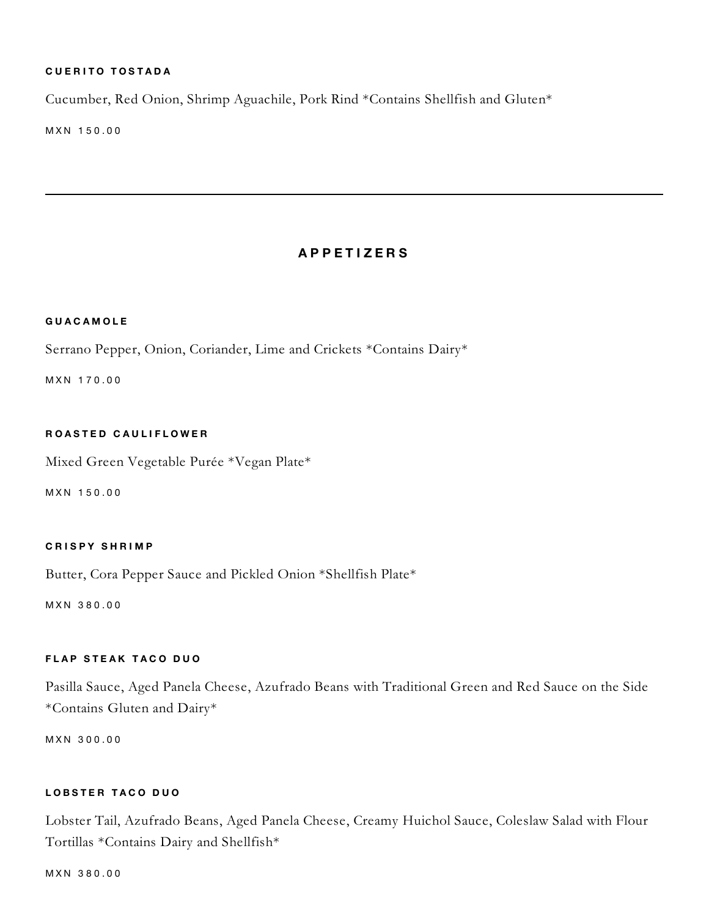#### CUERITO TOSTADA

Cucumber, Red Onion, Shrimp Aguachile, Pork Rind *Contains Shellfish and Gluten*

MXN 150.00

---

## APPETIZERS

#### GUACAMOLE

Serrano Pepper, Onion, Coriander, Lime and Crickets *Contains Dairy*

MXN 170.00

#### ROASTED CAULIFLOWER

Mixed Green Vegetable Purée *Vegan Plate*

MXN 150.00

#### CRISPY SHRIMP

Butter, Cora Pepper Sauce and Pickled Onion *Shellfish Plate*

MXN 380.00

#### FLAP STEAK TACO DUO

Pasilla Sauce, Aged Panela Cheese, Azufrado Beans with Traditional Green and Red Sauce on the Side *Contains Gluten and Dairy*

MXN 300.00

#### LOBSTER TACO DUO

Lobster Tail, Azufrado Beans, Aged Panela Cheese, Creamy Huichol Sauce, Coleslaw Salad with Flour Tortillas *Contains Dairy and Shellfish*

MXN 380.00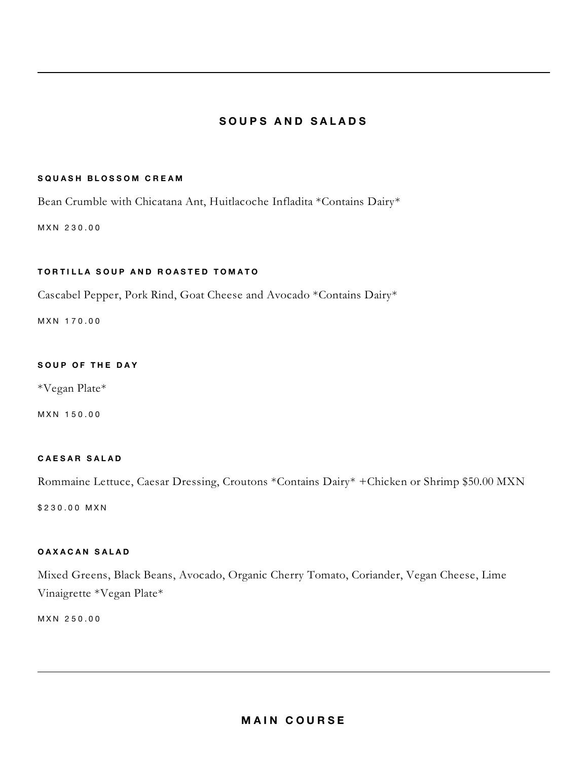---

## SOUPS AND SALADS

### SQUASH BLOSSOM CREAM

Bean Crumble with Chicatana Ant, Huitlacoche Infladita *Contains Dairy*

MXN 230.00

### TORTILLA SOUP AND ROASTED TOMATO

Cascabel Pepper, Pork Rind, Goat Cheese and Avocado *Contains Dairy*

MXN 170.00

### SOUP OF THE DAY

*Vegan Plate*

MXN 150.00

### CAESAR SALAD

Rommaine Lettuce, Caesar Dressing, Croutons *Contains Dairy* +Chicken or Shrimp $50.00 MXN

$230.00 MXN

### OAXACAN SALAD

Mixed Greens, Black Beans, Avocado, Organic Cherry Tomato, Coriander, Vegan Cheese, Lime Vinaigrette *Vegan Plate*

MXN 250.00

---

## MAIN COURSE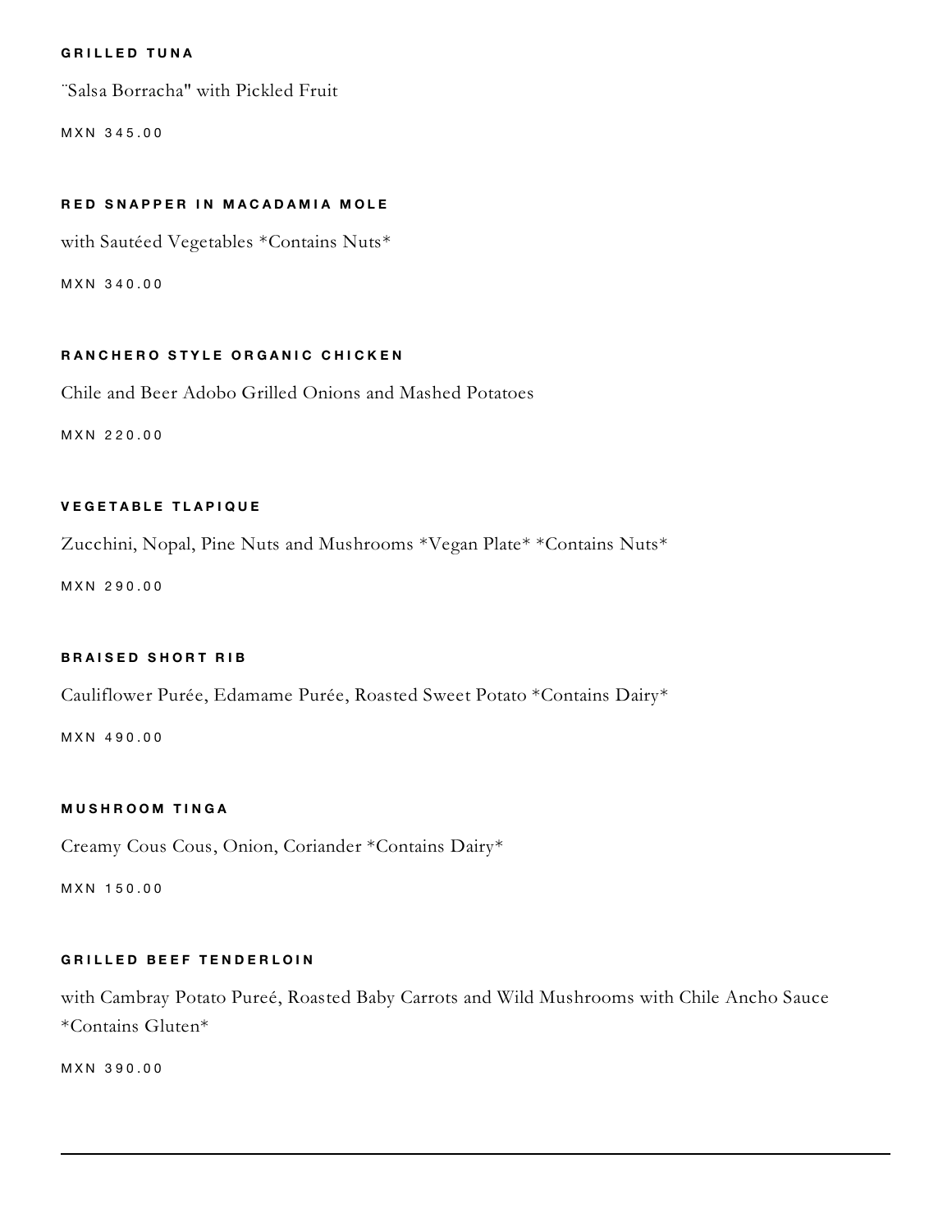### GRILLED TUNA

¨Salsa Borracha" with Pickled Fruit

MXN 345.00

### RED SNAPPER IN MACADAMIA MOLE

with Sautéed Vegetables *Contains Nuts*

MXN 340.00

### RANCHERO STYLE ORGANIC CHICKEN

Chile and Beer Adobo Grilled Onions and Mashed Potatoes

MXN 220.00

### VEGETABLE TLAPIQUE

Zucchini, Nopal, Pine Nuts and Mushrooms *Vegan Plate* *Contains Nuts*

MXN 290.00

### BRAISED SHORT RIB

Cauliflower Purée, Edamame Purée, Roasted Sweet Potato *Contains Dairy*

MXN 490.00

### MUSHROOM TINGA

Creamy Cous Cous, Onion, Coriander *Contains Dairy*

MXN 150.00

### GRILLED BEEF TENDERLOIN

with Cambray Potato Pureé, Roasted Baby Carrots and Wild Mushrooms with Chile Ancho Sauce *Contains Gluten*

MXN 390.00

---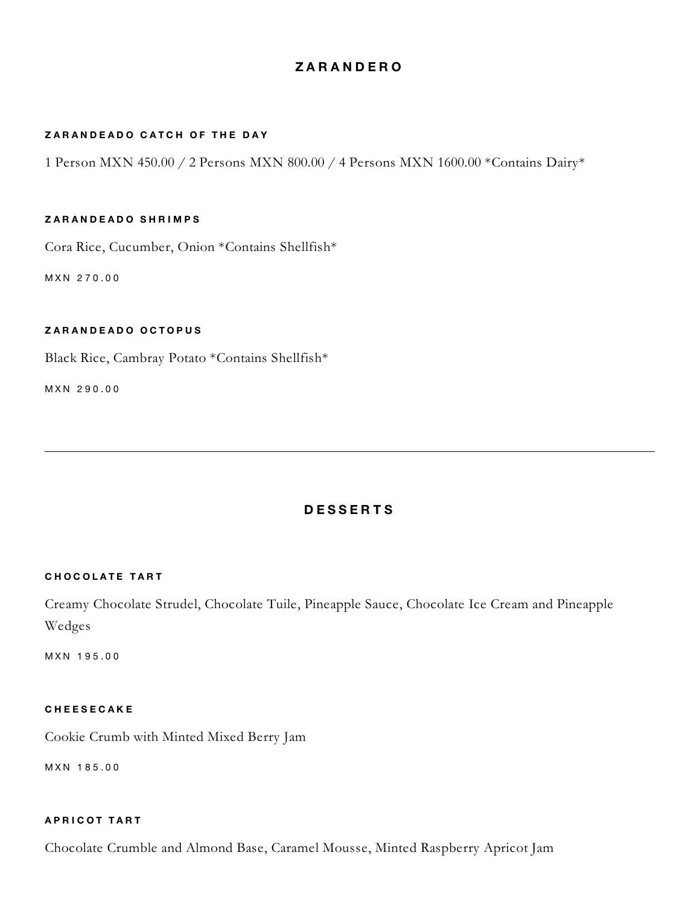## ZARANDERO

### ZARANDEADO CATCH OF THE DAY

1 Person MXN 450.00 / 2 Persons MXN 800.00 / 4 Persons MXN 1600.00 *Contains Dairy*

### ZARANDEADO SHRIMPS

Cora Rice, Cucumber, Onion *Contains Shellfish*

MXN 270.00

### ZARANDEADO OCTOPUS

Black Rice, Cambray Potato *Contains Shellfish*

MXN 290.00

---

## DESSERTS

### CHOCOLATE TART

Creamy Chocolate Strudel, Chocolate Tuile, Pineapple Sauce, Chocolate Ice Cream and Pineapple Wedges

MXN 195.00

### CHEESECAKE

Cookie Crumb with Minted Mixed Berry Jam

MXN 185.00

### APRICOT TART

Chocolate Crumble and Almond Base, Caramel Mousse, Minted Raspberry Apricot Jam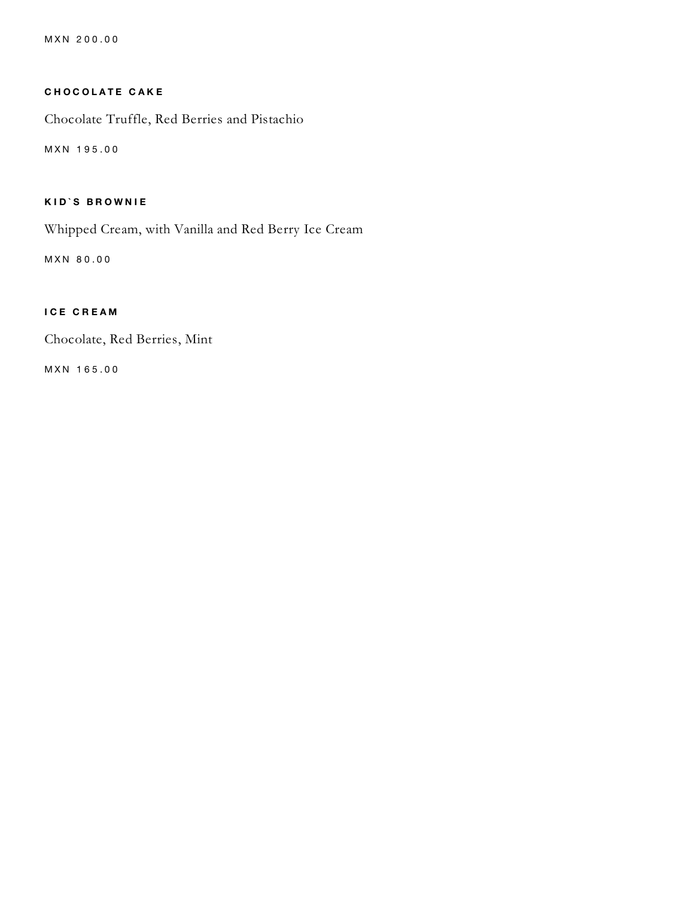MXN 200.00

### CHOCOLATE CAKE

Chocolate Truffle, Red Berries and Pistachio

MXN 195.00

### KID`S BROWNIE

Whipped Cream, with Vanilla and Red Berry Ice Cream

MXN 80.00

### ICE CREAM

Chocolate, Red Berries, Mint

MXN 165.00